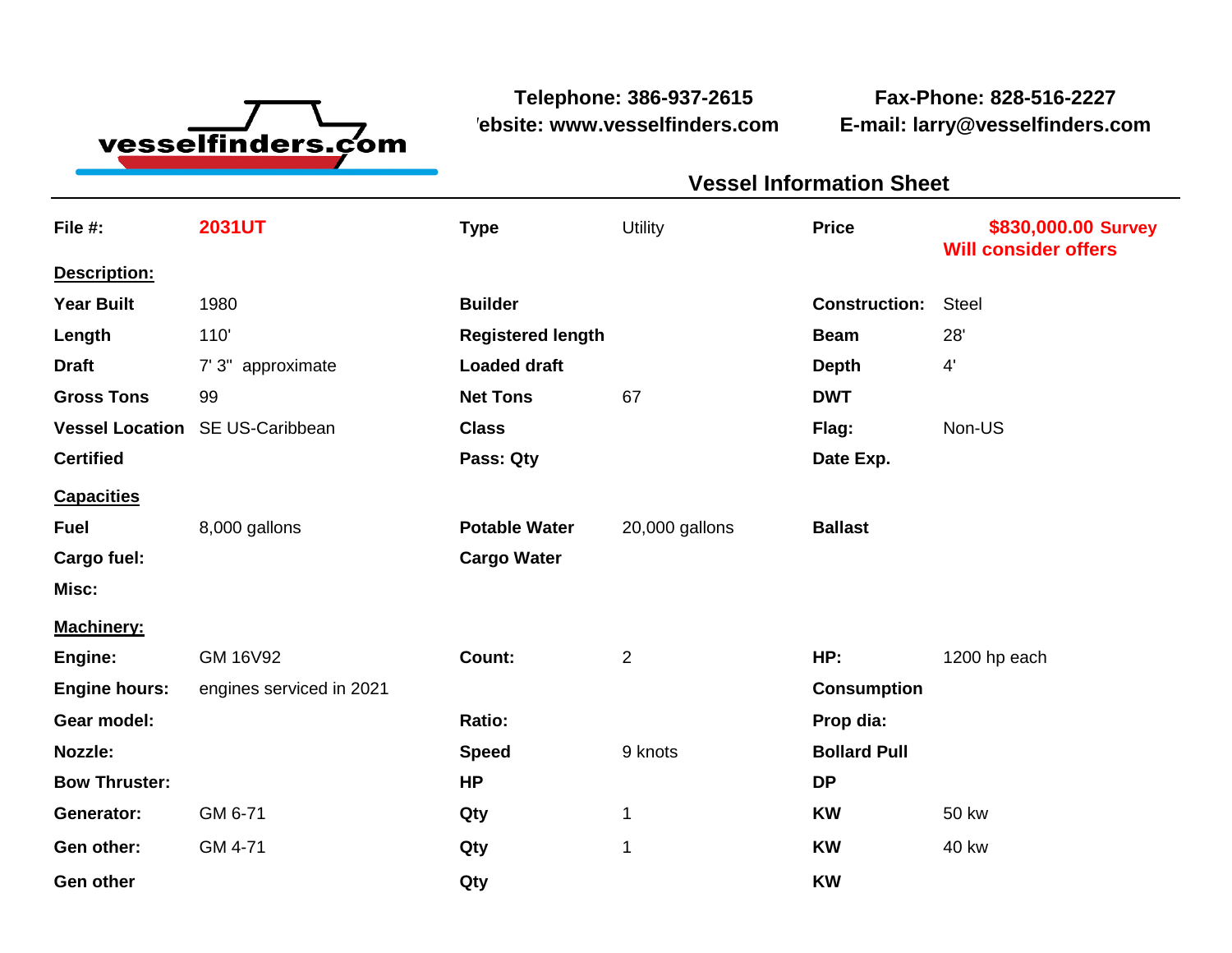vesselfinders.com

**Telephone: 386-937-2615**
**'ebsite: www.vesselfinders.com**

**Fax-Phone: 828-516-2227**
**E-mail: larry@vesselfinders.com**

## Vessel Information Sheet

| | | | | | |
|---|---|---|---|---|---|
| **File #:** | **2031UT** | **Type** | Utility | **Price** | **$830,000.00 Survey Will consider offers** |
| **Description:** | | | | | |
| **Year Built** | 1980 | **Builder** | | **Construction:** | Steel |
| **Length** | 110' | **Registered length** | | **Beam** | 28' |
| **Draft** | 7' 3" approximate | **Loaded draft** | | **Depth** | 4' |
| **Gross Tons** | 99 | **Net Tons** | 67 | **DWT** | |
| **Vessel Location** | SE US-Caribbean | **Class** | | **Flag:** | Non-US |
| **Certified** | | **Pass: Qty** | | **Date Exp.** | |
| **Capacities** | | | | | |
| **Fuel** | 8,000 gallons | **Potable Water** | 20,000 gallons | **Ballast** | |
| **Cargo fuel:** | | **Cargo Water** | | | |
| **Misc:** | | | | | |
| **Machinery:** | | | | | |
| **Engine:** | GM 16V92 | **Count:** | 2 | **HP:** | 1200 hp each |
| **Engine hours:** | engines serviced in 2021 | | | **Consumption** | |
| **Gear model:** | | **Ratio:** | | **Prop dia:** | |
| **Nozzle:** | | **Speed** | 9 knots | **Bollard Pull** | |
| **Bow Thruster:** | | **HP** | | **DP** | |
| **Generator:** | GM 6-71 | **Qty** | 1 | **KW** | 50 kw |
| **Gen other:** | GM 4-71 | **Qty** | 1 | **KW** | 40 kw |
| **Gen other** | | **Qty** | | **KW** | |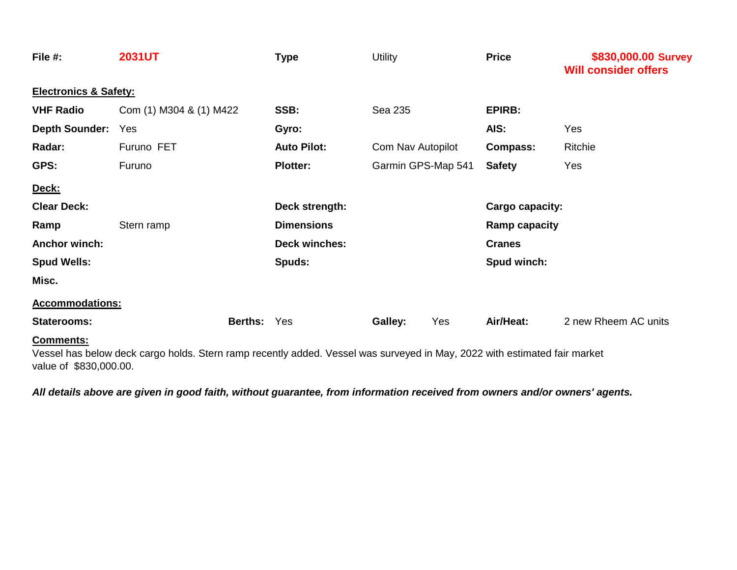| | | | | | |
|---|---|---|---|---|---|
| **File #:** | **2031UT** | **Type** | Utility | **Price** | **$830,000.00 Survey** **Will consider offers** |

**Electronics & Safety:**

| | | | | | |
|---|---|---|---|---|---|
| **VHF Radio** | Com (1) M304 & (1) M422 | **SSB:** | Sea 235 | **EPIRB:** | |
| **Depth Sounder:** | Yes | **Gyro:** | | **AIS:** | Yes |
| **Radar:** | Furuno FET | **Auto Pilot:** | Com Nav Autopilot | **Compass:** | Ritchie |
| **GPS:** | Furuno | **Plotter:** | Garmin GPS-Map 541 | **Safety** | Yes |

**Deck:**

| | | | | | |
|---|---|---|---|---|---|
| **Clear Deck:** | | **Deck strength:** | | **Cargo capacity:** | |
| **Ramp** | Stern ramp | **Dimensions** | | **Ramp capacity** | |
| **Anchor winch:** | | **Deck winches:** | | **Cranes** | |
| **Spud Wells:** | | **Spuds:** | | **Spud winch:** | |
| **Misc.** | | | | | |

**Accommodations:**

| | | | | | | |
|---|---|---|---|---|---|---|
| **Staterooms:** | **Berths:** | Yes | **Galley:** | Yes | **Air/Heat:** | 2 new Rheem AC units |

**Comments:**

Vessel has below deck cargo holds. Stern ramp recently added. Vessel was surveyed in May, 2022 with estimated fair market value of $830,000.00.

***All details above are given in good faith, without guarantee, from information received from owners and/or owners' agents.***